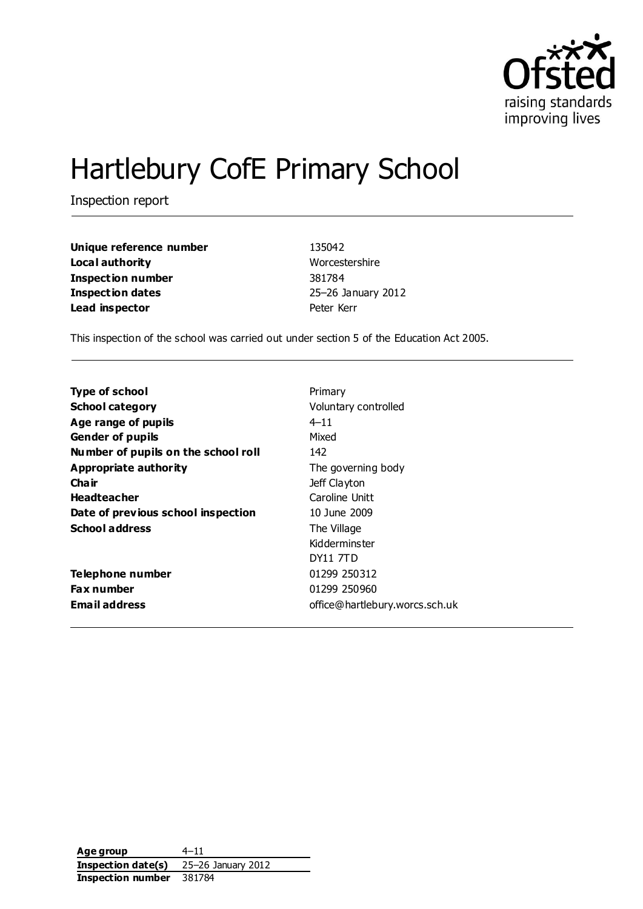# Hartlebury CofE Primary School

Inspection report

| | |
|---|---|
| **Unique reference number** | 135042 |
| **Local authority** | Worcestershire |
| **Inspection number** | 381784 |
| **Inspection dates** | 25–26 January 2012 |
| **Lead inspector** | Peter Kerr |

This inspection of the school was carried out under section 5 of the Education Act 2005.

| | |
|---|---|
| **Type of school** | Primary |
| **School category** | Voluntary controlled |
| **Age range of pupils** | 4–11 |
| **Gender of pupils** | Mixed |
| **Number of pupils on the school roll** | 142 |
| **Appropriate authority** | The governing body |
| **Chair** | Jeff Clayton |
| **Headteacher** | Caroline Unitt |
| **Date of previous school inspection** | 10 June 2009 |
| **School address** | The Village<br>Kidderminster<br>DY11 7TD |
| **Telephone number** | 01299 250312 |
| **Fax number** | 01299 250960 |
| **Email address** | office@hartlebury.worcs.sch.uk |

| | |
|---|---|
| **Age group** | 4–11 |
| **Inspection date(s)** | 25–26 January 2012 |
| **Inspection number** | 381784 |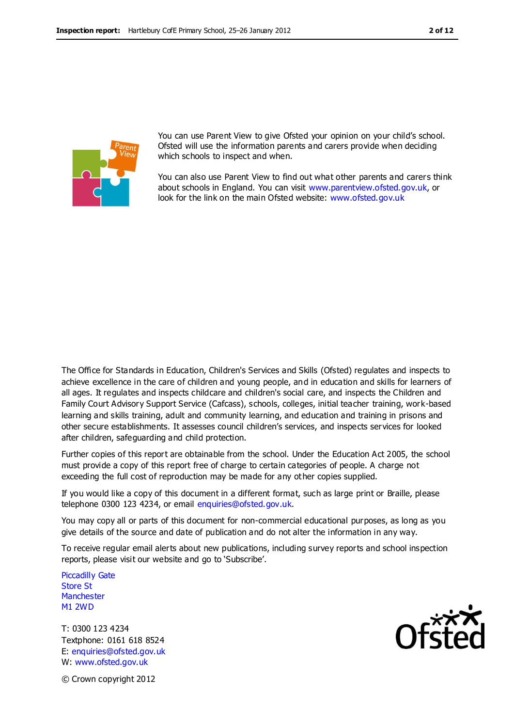You can use Parent View to give Ofsted your opinion on your child's school. Ofsted will use the information parents and carers provide when deciding which schools to inspect and when.

You can also use Parent View to find out what other parents and carers think about schools in England. You can visit www.parentview.ofsted.gov.uk, or look for the link on the main Ofsted website: www.ofsted.gov.uk

The Office for Standards in Education, Children's Services and Skills (Ofsted) regulates and inspects to achieve excellence in the care of children and young people, and in education and skills for learners of all ages. It regulates and inspects childcare and children's social care, and inspects the Children and Family Court Advisory Support Service (Cafcass), schools, colleges, initial teacher training, work-based learning and skills training, adult and community learning, and education and training in prisons and other secure establishments. It assesses council children's services, and inspects services for looked after children, safeguarding and child protection.

Further copies of this report are obtainable from the school. Under the Education Act 2005, the school must provide a copy of this report free of charge to certain categories of people. A charge not exceeding the full cost of reproduction may be made for any other copies supplied.

If you would like a copy of this document in a different format, such as large print or Braille, please telephone 0300 123 4234, or email enquiries@ofsted.gov.uk.

You may copy all or parts of this document for non-commercial educational purposes, as long as you give details of the source and date of publication and do not alter the information in any way.

To receive regular email alerts about new publications, including survey reports and school inspection reports, please visit our website and go to 'Subscribe'.

Piccadilly Gate
Store St
Manchester
M1 2WD

T: 0300 123 4234
Textphone: 0161 618 8524
E: enquiries@ofsted.gov.uk
W: www.ofsted.gov.uk

© Crown copyright 2012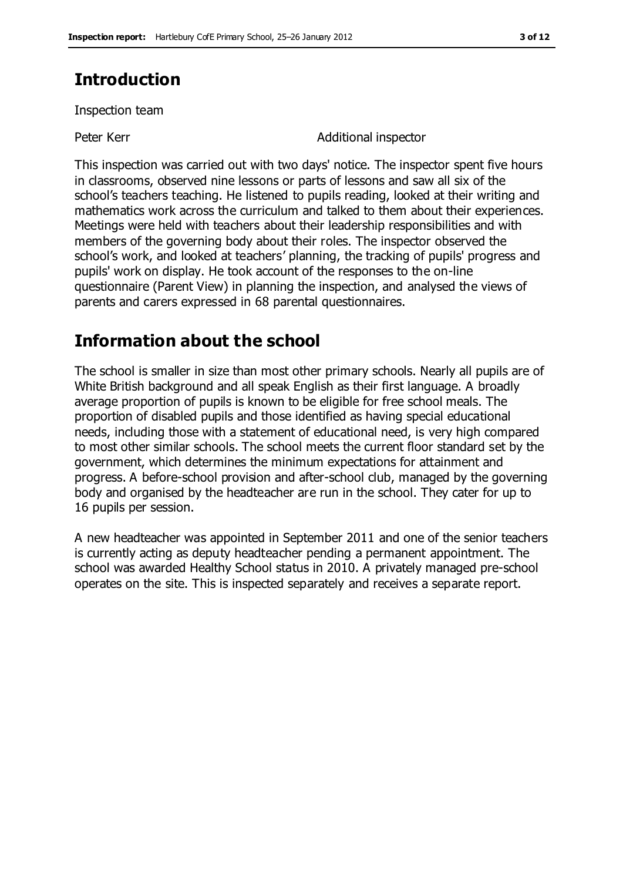## Introduction

Inspection team

Peter Kerr — Additional inspector

This inspection was carried out with two days' notice. The inspector spent five hours in classrooms, observed nine lessons or parts of lessons and saw all six of the school's teachers teaching. He listened to pupils reading, looked at their writing and mathematics work across the curriculum and talked to them about their experiences. Meetings were held with teachers about their leadership responsibilities and with members of the governing body about their roles. The inspector observed the school's work, and looked at teachers' planning, the tracking of pupils' progress and pupils' work on display. He took account of the responses to the on-line questionnaire (Parent View) in planning the inspection, and analysed the views of parents and carers expressed in 68 parental questionnaires.

## Information about the school

The school is smaller in size than most other primary schools. Nearly all pupils are of White British background and all speak English as their first language. A broadly average proportion of pupils is known to be eligible for free school meals. The proportion of disabled pupils and those identified as having special educational needs, including those with a statement of educational need, is very high compared to most other similar schools. The school meets the current floor standard set by the government, which determines the minimum expectations for attainment and progress. A before-school provision and after-school club, managed by the governing body and organised by the headteacher are run in the school. They cater for up to 16 pupils per session.

A new headteacher was appointed in September 2011 and one of the senior teachers is currently acting as deputy headteacher pending a permanent appointment. The school was awarded Healthy School status in 2010. A privately managed pre-school operates on the site. This is inspected separately and receives a separate report.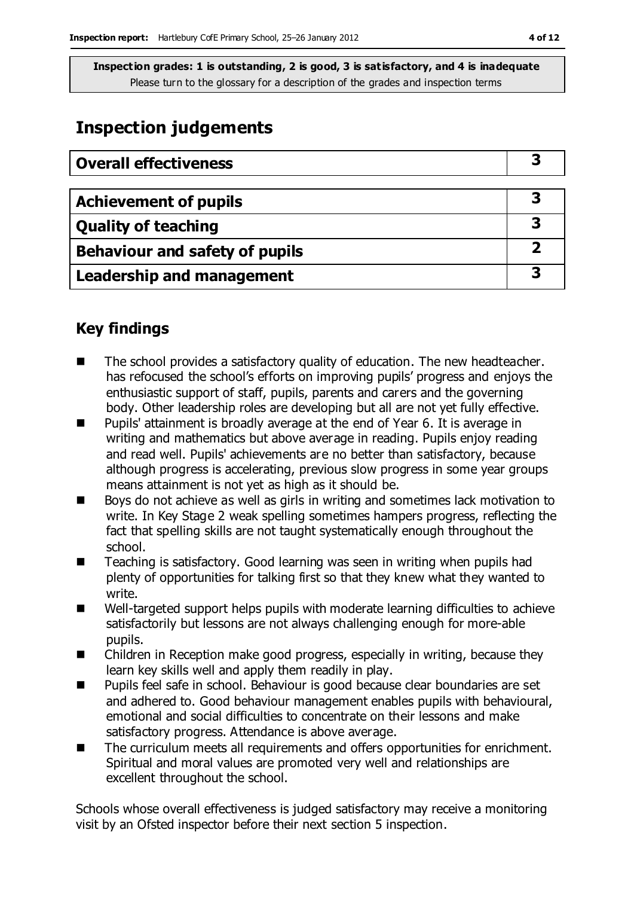**Inspection grades: 1 is outstanding, 2 is good, 3 is satisfactory, and 4 is inadequate**
Please turn to the glossary for a description of the grades and inspection terms

# Inspection judgements

| Overall effectiveness | 3 |
|---|---|

| Achievement of pupils | 3 |
|---|---|
| Quality of teaching | 3 |
| Behaviour and safety of pupils | 2 |
| Leadership and management | 3 |

## Key findings

- The school provides a satisfactory quality of education. The new headteacher. has refocused the school's efforts on improving pupils' progress and enjoys the enthusiastic support of staff, pupils, parents and carers and the governing body. Other leadership roles are developing but all are not yet fully effective.
- Pupils' attainment is broadly average at the end of Year 6. It is average in writing and mathematics but above average in reading. Pupils enjoy reading and read well. Pupils' achievements are no better than satisfactory, because although progress is accelerating, previous slow progress in some year groups means attainment is not yet as high as it should be.
- Boys do not achieve as well as girls in writing and sometimes lack motivation to write. In Key Stage 2 weak spelling sometimes hampers progress, reflecting the fact that spelling skills are not taught systematically enough throughout the school.
- Teaching is satisfactory. Good learning was seen in writing when pupils had plenty of opportunities for talking first so that they knew what they wanted to write.
- Well-targeted support helps pupils with moderate learning difficulties to achieve satisfactorily but lessons are not always challenging enough for more-able pupils.
- Children in Reception make good progress, especially in writing, because they learn key skills well and apply them readily in play.
- Pupils feel safe in school. Behaviour is good because clear boundaries are set and adhered to. Good behaviour management enables pupils with behavioural, emotional and social difficulties to concentrate on their lessons and make satisfactory progress. Attendance is above average.
- The curriculum meets all requirements and offers opportunities for enrichment. Spiritual and moral values are promoted very well and relationships are excellent throughout the school.

Schools whose overall effectiveness is judged satisfactory may receive a monitoring visit by an Ofsted inspector before their next section 5 inspection.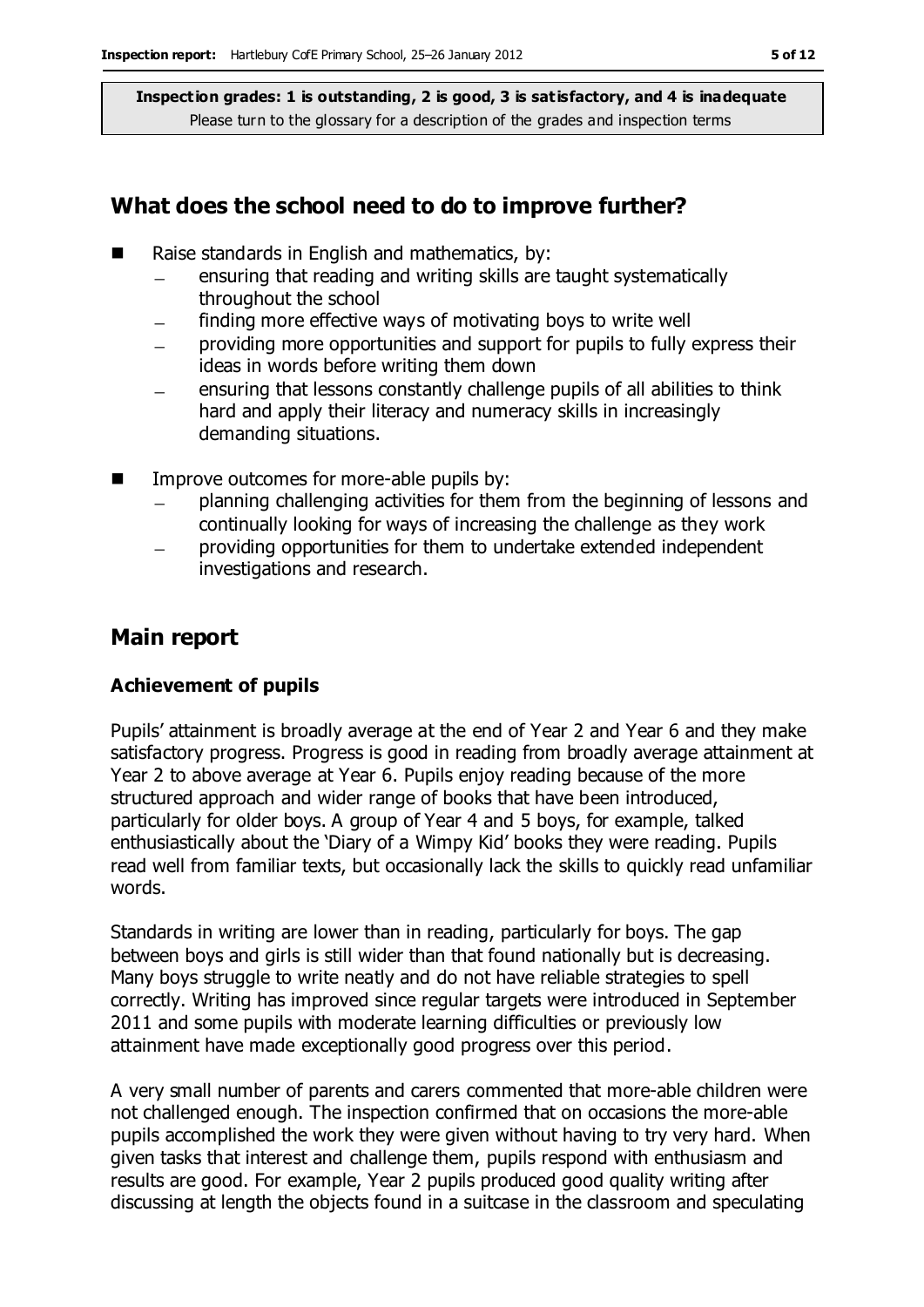**Inspection grades: 1 is outstanding, 2 is good, 3 is satisfactory, and 4 is inadequate**
Please turn to the glossary for a description of the grades and inspection terms

## What does the school need to do to improve further?

- Raise standards in English and mathematics, by:
  - ensuring that reading and writing skills are taught systematically throughout the school
  - finding more effective ways of motivating boys to write well
  - providing more opportunities and support for pupils to fully express their ideas in words before writing them down
  - ensuring that lessons constantly challenge pupils of all abilities to think hard and apply their literacy and numeracy skills in increasingly demanding situations.
- Improve outcomes for more-able pupils by:
  - planning challenging activities for them from the beginning of lessons and continually looking for ways of increasing the challenge as they work
  - providing opportunities for them to undertake extended independent investigations and research.

## Main report

### Achievement of pupils

Pupils' attainment is broadly average at the end of Year 2 and Year 6 and they make satisfactory progress. Progress is good in reading from broadly average attainment at Year 2 to above average at Year 6. Pupils enjoy reading because of the more structured approach and wider range of books that have been introduced, particularly for older boys. A group of Year 4 and 5 boys, for example, talked enthusiastically about the 'Diary of a Wimpy Kid' books they were reading. Pupils read well from familiar texts, but occasionally lack the skills to quickly read unfamiliar words.

Standards in writing are lower than in reading, particularly for boys. The gap between boys and girls is still wider than that found nationally but is decreasing. Many boys struggle to write neatly and do not have reliable strategies to spell correctly. Writing has improved since regular targets were introduced in September 2011 and some pupils with moderate learning difficulties or previously low attainment have made exceptionally good progress over this period.

A very small number of parents and carers commented that more-able children were not challenged enough. The inspection confirmed that on occasions the more-able pupils accomplished the work they were given without having to try very hard. When given tasks that interest and challenge them, pupils respond with enthusiasm and results are good. For example, Year 2 pupils produced good quality writing after discussing at length the objects found in a suitcase in the classroom and speculating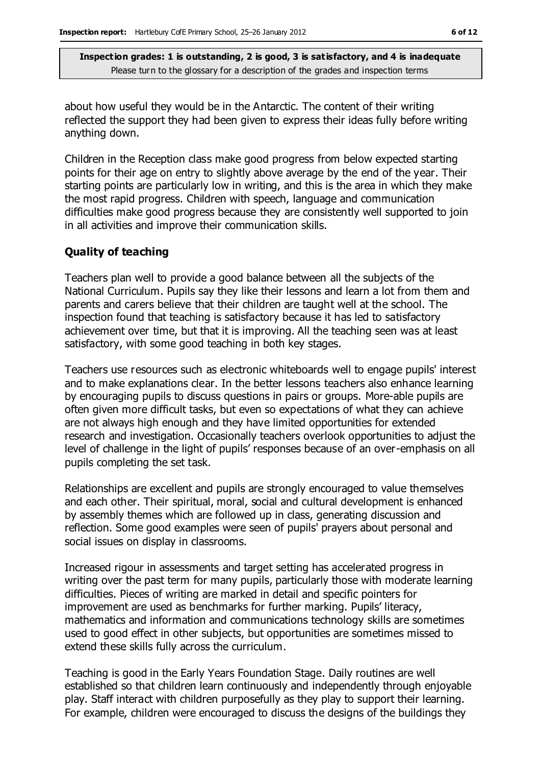about how useful they would be in the Antarctic. The content of their writing reflected the support they had been given to express their ideas fully before writing anything down.

Children in the Reception class make good progress from below expected starting points for their age on entry to slightly above average by the end of the year. Their starting points are particularly low in writing, and this is the area in which they make the most rapid progress. Children with speech, language and communication difficulties make good progress because they are consistently well supported to join in all activities and improve their communication skills.

### Quality of teaching

Teachers plan well to provide a good balance between all the subjects of the National Curriculum. Pupils say they like their lessons and learn a lot from them and parents and carers believe that their children are taught well at the school. The inspection found that teaching is satisfactory because it has led to satisfactory achievement over time, but that it is improving. All the teaching seen was at least satisfactory, with some good teaching in both key stages.

Teachers use resources such as electronic whiteboards well to engage pupils' interest and to make explanations clear. In the better lessons teachers also enhance learning by encouraging pupils to discuss questions in pairs or groups. More-able pupils are often given more difficult tasks, but even so expectations of what they can achieve are not always high enough and they have limited opportunities for extended research and investigation. Occasionally teachers overlook opportunities to adjust the level of challenge in the light of pupils' responses because of an over-emphasis on all pupils completing the set task.

Relationships are excellent and pupils are strongly encouraged to value themselves and each other. Their spiritual, moral, social and cultural development is enhanced by assembly themes which are followed up in class, generating discussion and reflection. Some good examples were seen of pupils' prayers about personal and social issues on display in classrooms.

Increased rigour in assessments and target setting has accelerated progress in writing over the past term for many pupils, particularly those with moderate learning difficulties. Pieces of writing are marked in detail and specific pointers for improvement are used as benchmarks for further marking. Pupils' literacy, mathematics and information and communications technology skills are sometimes used to good effect in other subjects, but opportunities are sometimes missed to extend these skills fully across the curriculum.

Teaching is good in the Early Years Foundation Stage. Daily routines are well established so that children learn continuously and independently through enjoyable play. Staff interact with children purposefully as they play to support their learning. For example, children were encouraged to discuss the designs of the buildings they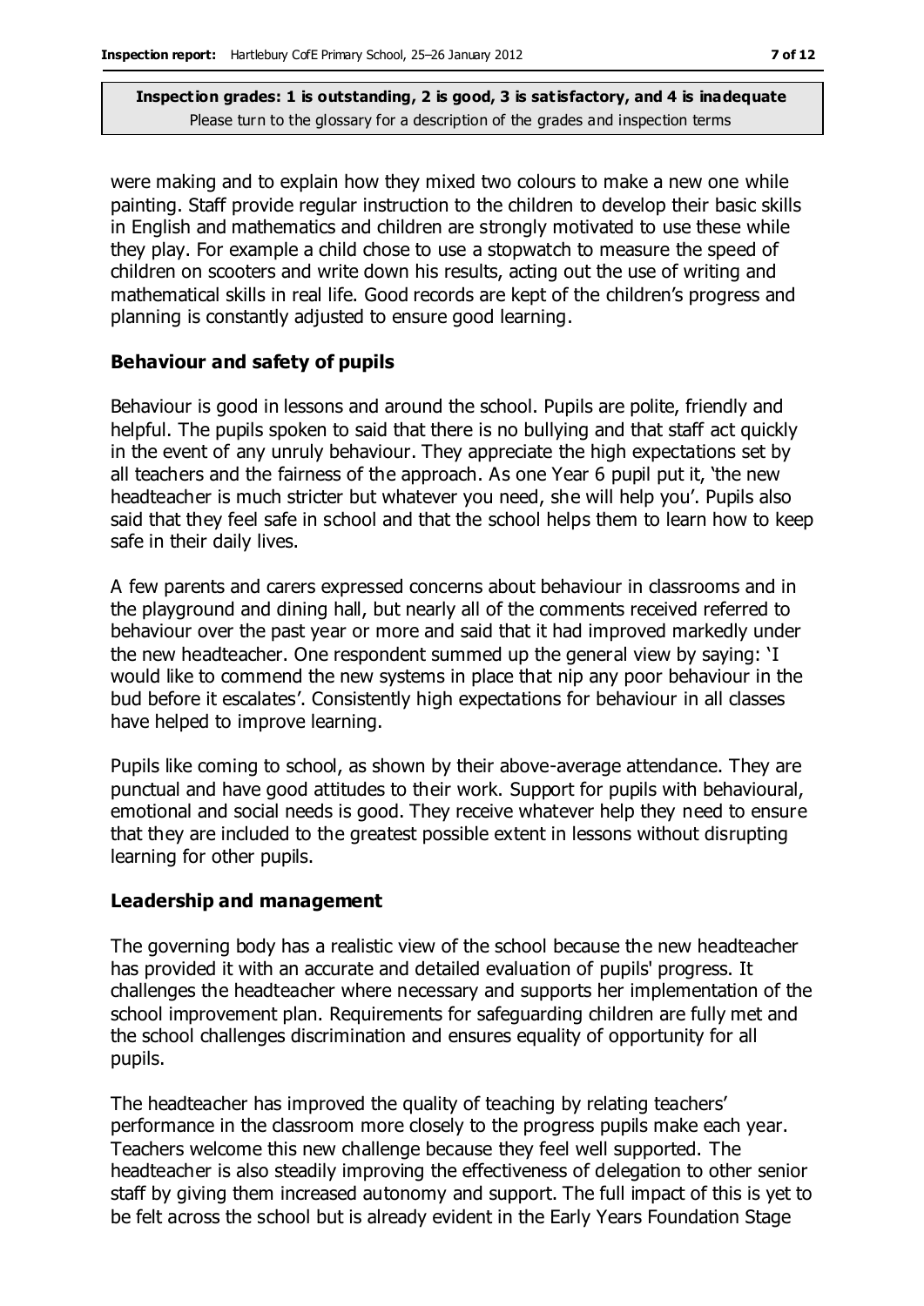were making and to explain how they mixed two colours to make a new one while painting. Staff provide regular instruction to the children to develop their basic skills in English and mathematics and children are strongly motivated to use these while they play. For example a child chose to use a stopwatch to measure the speed of children on scooters and write down his results, acting out the use of writing and mathematical skills in real life. Good records are kept of the children's progress and planning is constantly adjusted to ensure good learning.

**Behaviour and safety of pupils**

Behaviour is good in lessons and around the school. Pupils are polite, friendly and helpful. The pupils spoken to said that there is no bullying and that staff act quickly in the event of any unruly behaviour. They appreciate the high expectations set by all teachers and the fairness of the approach. As one Year 6 pupil put it, 'the new headteacher is much stricter but whatever you need, she will help you'. Pupils also said that they feel safe in school and that the school helps them to learn how to keep safe in their daily lives.

A few parents and carers expressed concerns about behaviour in classrooms and in the playground and dining hall, but nearly all of the comments received referred to behaviour over the past year or more and said that it had improved markedly under the new headteacher. One respondent summed up the general view by saying: 'I would like to commend the new systems in place that nip any poor behaviour in the bud before it escalates'. Consistently high expectations for behaviour in all classes have helped to improve learning.

Pupils like coming to school, as shown by their above-average attendance. They are punctual and have good attitudes to their work. Support for pupils with behavioural, emotional and social needs is good. They receive whatever help they need to ensure that they are included to the greatest possible extent in lessons without disrupting learning for other pupils.

**Leadership and management**

The governing body has a realistic view of the school because the new headteacher has provided it with an accurate and detailed evaluation of pupils' progress. It challenges the headteacher where necessary and supports her implementation of the school improvement plan. Requirements for safeguarding children are fully met and the school challenges discrimination and ensures equality of opportunity for all pupils.

The headteacher has improved the quality of teaching by relating teachers' performance in the classroom more closely to the progress pupils make each year. Teachers welcome this new challenge because they feel well supported. The headteacher is also steadily improving the effectiveness of delegation to other senior staff by giving them increased autonomy and support. The full impact of this is yet to be felt across the school but is already evident in the Early Years Foundation Stage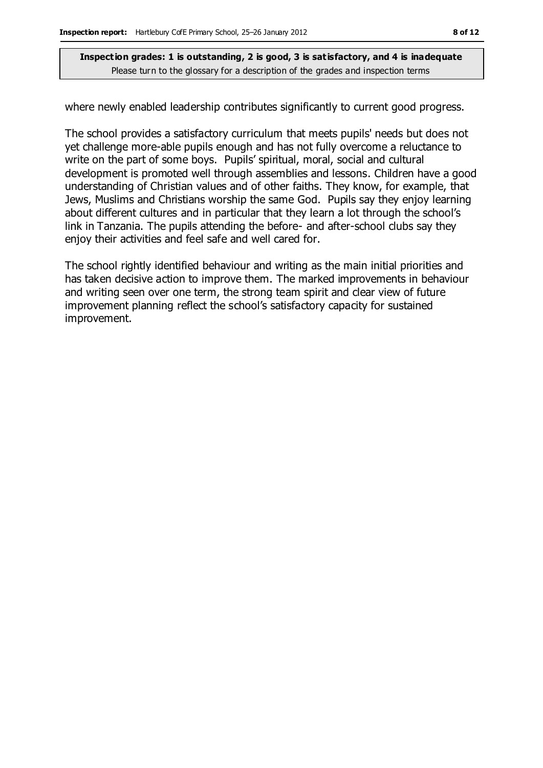where newly enabled leadership contributes significantly to current good progress.

The school provides a satisfactory curriculum that meets pupils' needs but does not yet challenge more-able pupils enough and has not fully overcome a reluctance to write on the part of some boys. Pupils' spiritual, moral, social and cultural development is promoted well through assemblies and lessons. Children have a good understanding of Christian values and of other faiths. They know, for example, that Jews, Muslims and Christians worship the same God. Pupils say they enjoy learning about different cultures and in particular that they learn a lot through the school's link in Tanzania. The pupils attending the before- and after-school clubs say they enjoy their activities and feel safe and well cared for.

The school rightly identified behaviour and writing as the main initial priorities and has taken decisive action to improve them. The marked improvements in behaviour and writing seen over one term, the strong team spirit and clear view of future improvement planning reflect the school's satisfactory capacity for sustained improvement.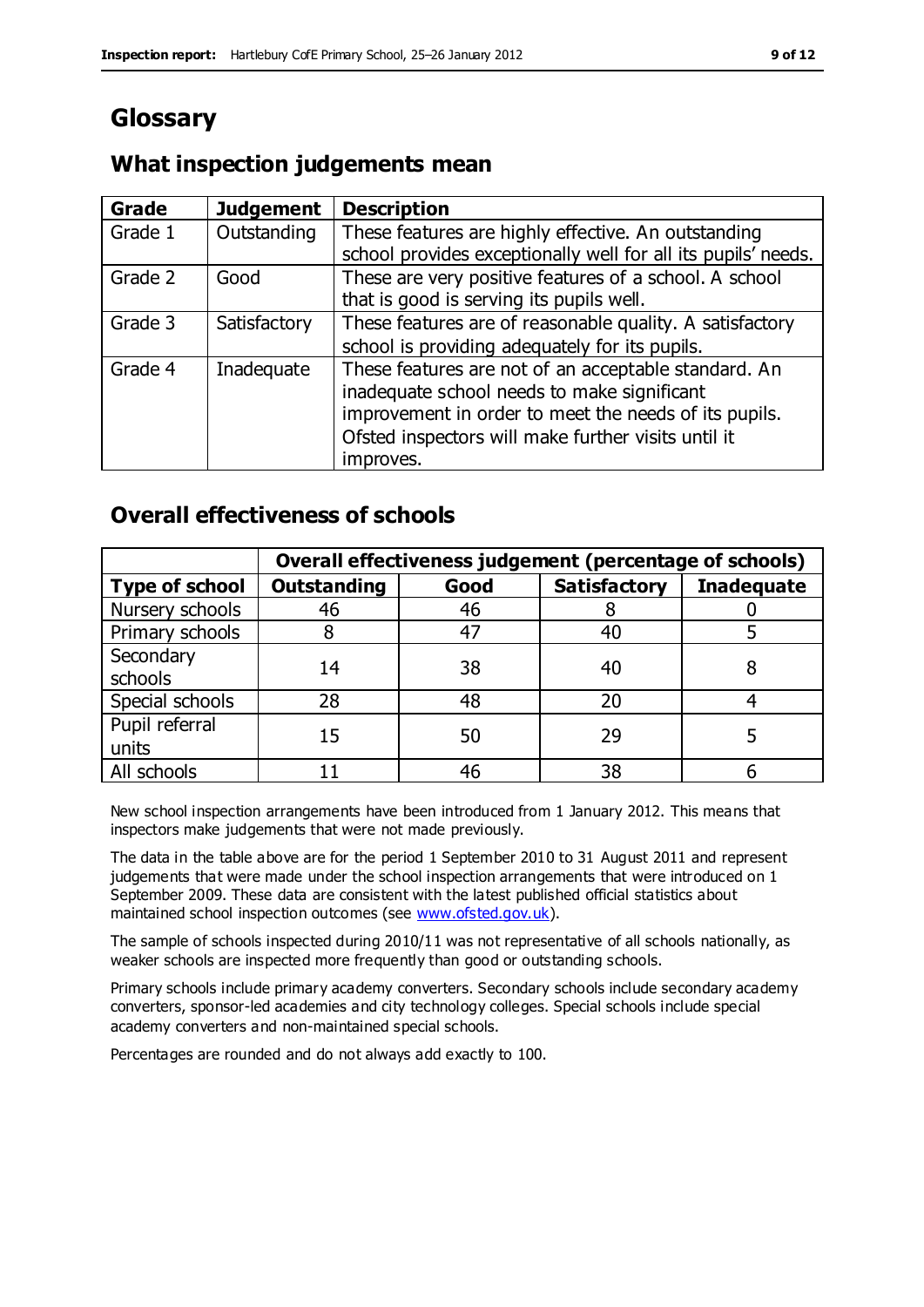# Glossary

## What inspection judgements mean

| Grade | Judgement | Description |
|---|---|---|
| Grade 1 | Outstanding | These features are highly effective. An outstanding school provides exceptionally well for all its pupils' needs. |
| Grade 2 | Good | These are very positive features of a school. A school that is good is serving its pupils well. |
| Grade 3 | Satisfactory | These features are of reasonable quality. A satisfactory school is providing adequately for its pupils. |
| Grade 4 | Inadequate | These features are not of an acceptable standard. An inadequate school needs to make significant improvement in order to meet the needs of its pupils. Ofsted inspectors will make further visits until it improves. |

## Overall effectiveness of schools

| | Overall effectiveness judgement (percentage of schools) | | | |
|---|---|---|---|---|
| **Type of school** | **Outstanding** | **Good** | **Satisfactory** | **Inadequate** |
| Nursery schools | 46 | 46 | 8 | 0 |
| Primary schools | 8 | 47 | 40 | 5 |
| Secondary schools | 14 | 38 | 40 | 8 |
| Special schools | 28 | 48 | 20 | 4 |
| Pupil referral units | 15 | 50 | 29 | 5 |
| All schools | 11 | 46 | 38 | 6 |

New school inspection arrangements have been introduced from 1 January 2012. This means that inspectors make judgements that were not made previously.

The data in the table above are for the period 1 September 2010 to 31 August 2011 and represent judgements that were made under the school inspection arrangements that were introduced on 1 September 2009. These data are consistent with the latest published official statistics about maintained school inspection outcomes (see www.ofsted.gov.uk).

The sample of schools inspected during 2010/11 was not representative of all schools nationally, as weaker schools are inspected more frequently than good or outstanding schools.

Primary schools include primary academy converters. Secondary schools include secondary academy converters, sponsor-led academies and city technology colleges. Special schools include special academy converters and non-maintained special schools.

Percentages are rounded and do not always add exactly to 100.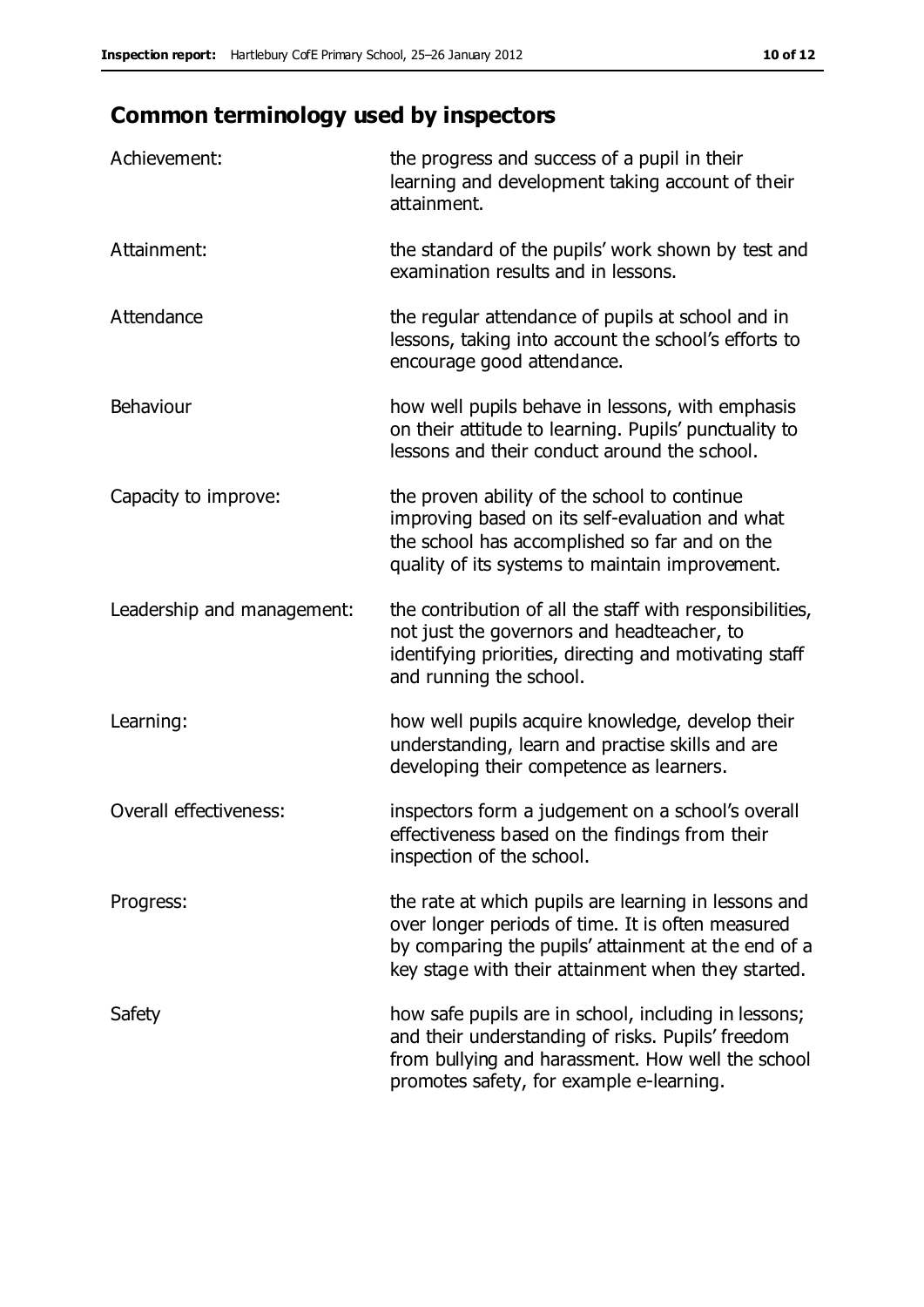## Common terminology used by inspectors

| | |
|---|---|
| Achievement: | the progress and success of a pupil in their learning and development taking account of their attainment. |
| Attainment: | the standard of the pupils' work shown by test and examination results and in lessons. |
| Attendance | the regular attendance of pupils at school and in lessons, taking into account the school's efforts to encourage good attendance. |
| Behaviour | how well pupils behave in lessons, with emphasis on their attitude to learning. Pupils' punctuality to lessons and their conduct around the school. |
| Capacity to improve: | the proven ability of the school to continue improving based on its self-evaluation and what the school has accomplished so far and on the quality of its systems to maintain improvement. |
| Leadership and management: | the contribution of all the staff with responsibilities, not just the governors and headteacher, to identifying priorities, directing and motivating staff and running the school. |
| Learning: | how well pupils acquire knowledge, develop their understanding, learn and practise skills and are developing their competence as learners. |
| Overall effectiveness: | inspectors form a judgement on a school's overall effectiveness based on the findings from their inspection of the school. |
| Progress: | the rate at which pupils are learning in lessons and over longer periods of time. It is often measured by comparing the pupils' attainment at the end of a key stage with their attainment when they started. |
| Safety | how safe pupils are in school, including in lessons; and their understanding of risks. Pupils' freedom from bullying and harassment. How well the school promotes safety, for example e-learning. |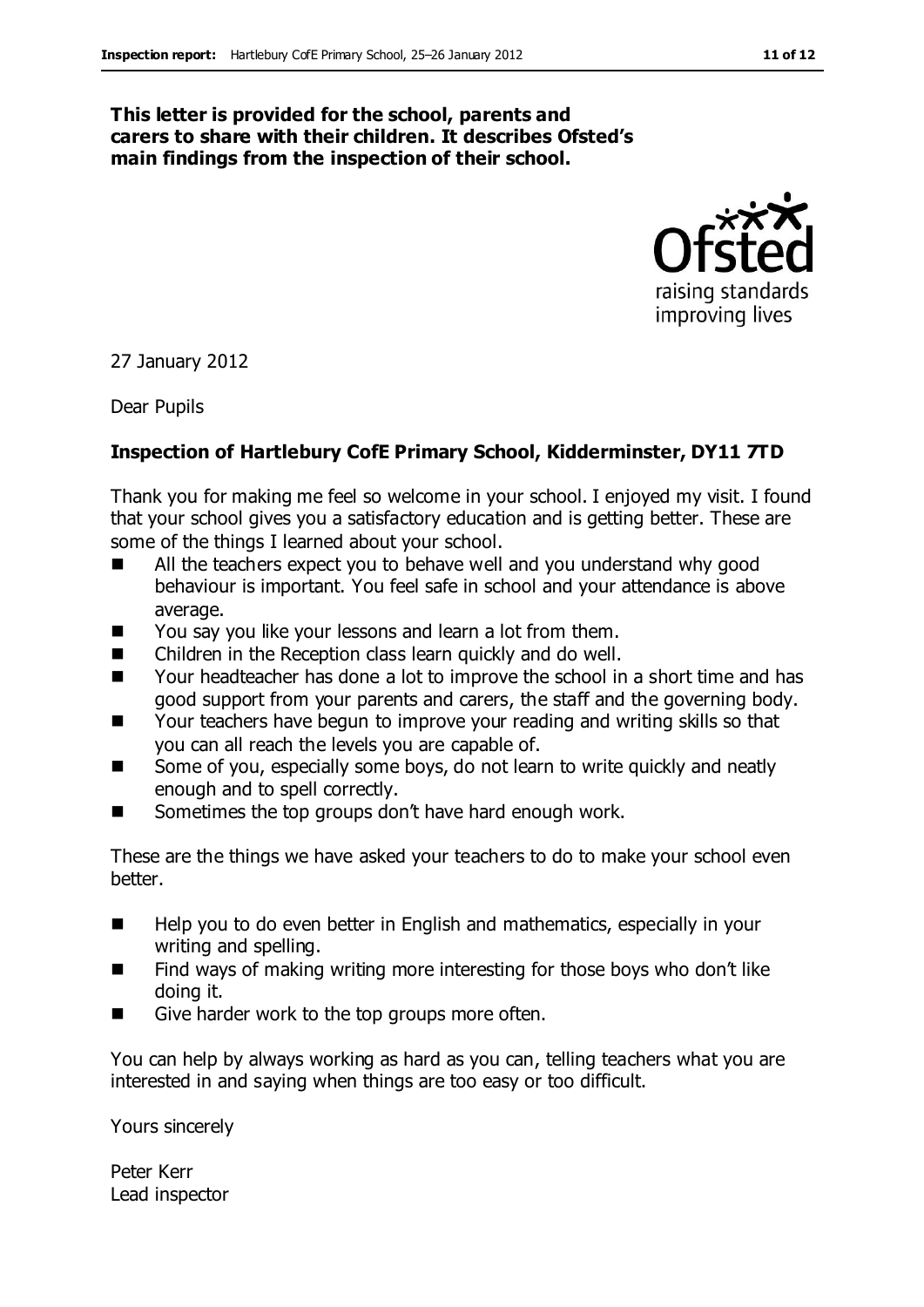**This letter is provided for the school, parents and carers to share with their children. It describes Ofsted's main findings from the inspection of their school.**

27 January 2012

Dear Pupils

**Inspection of Hartlebury CofE Primary School, Kidderminster, DY11 7TD**

Thank you for making me feel so welcome in your school. I enjoyed my visit. I found that your school gives you a satisfactory education and is getting better. These are some of the things I learned about your school.

- All the teachers expect you to behave well and you understand why good behaviour is important. You feel safe in school and your attendance is above average.
- You say you like your lessons and learn a lot from them.
- Children in the Reception class learn quickly and do well.
- Your headteacher has done a lot to improve the school in a short time and has good support from your parents and carers, the staff and the governing body.
- Your teachers have begun to improve your reading and writing skills so that you can all reach the levels you are capable of.
- Some of you, especially some boys, do not learn to write quickly and neatly enough and to spell correctly.
- Sometimes the top groups don't have hard enough work.

These are the things we have asked your teachers to do to make your school even better.

- Help you to do even better in English and mathematics, especially in your writing and spelling.
- Find ways of making writing more interesting for those boys who don't like doing it.
- Give harder work to the top groups more often.

You can help by always working as hard as you can, telling teachers what you are interested in and saying when things are too easy or too difficult.

Yours sincerely

Peter Kerr
Lead inspector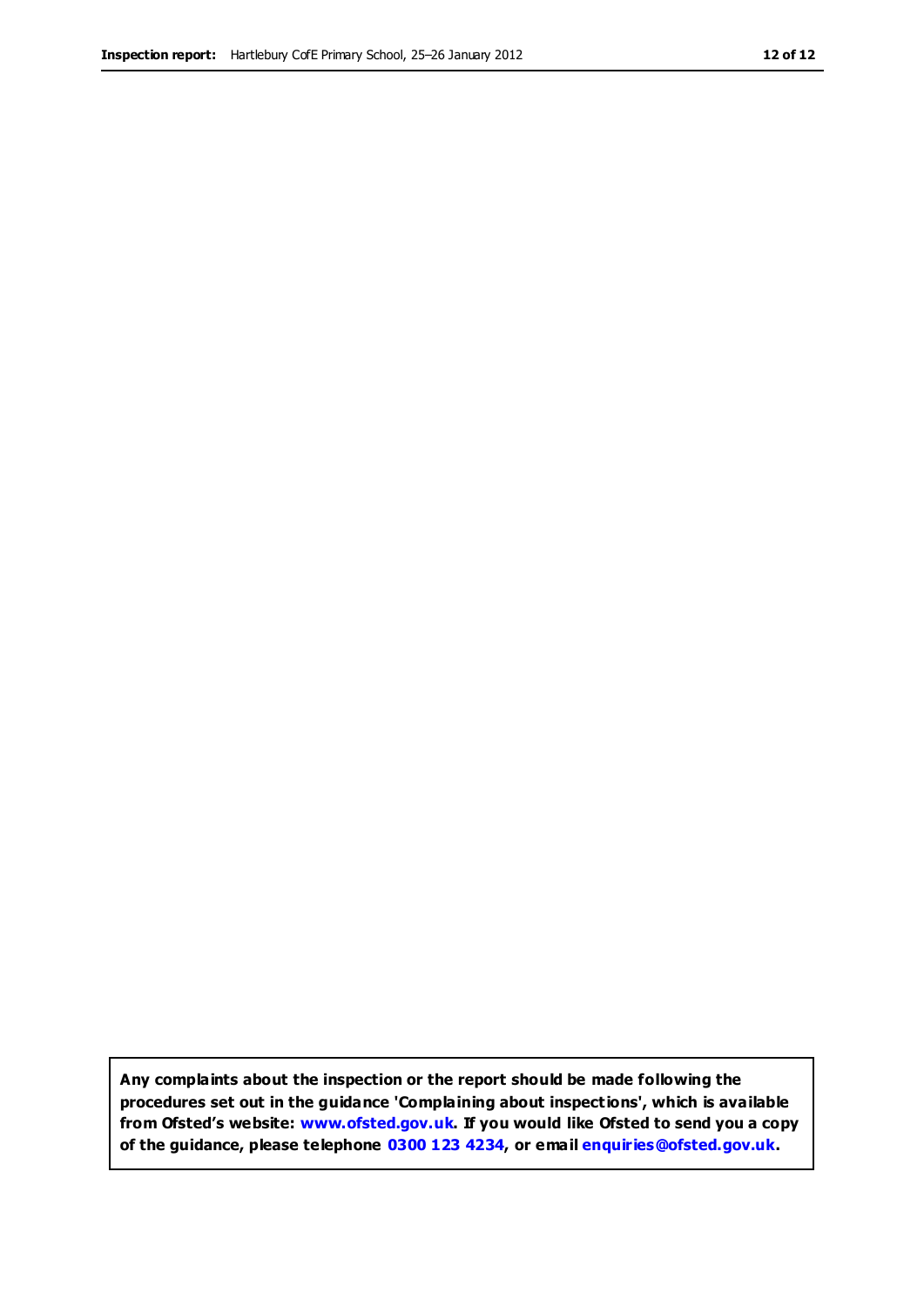**Any complaints about the inspection or the report should be made following the procedures set out in the guidance 'Complaining about inspections', which is available from Ofsted's website: www.ofsted.gov.uk. If you would like Ofsted to send you a copy of the guidance, please telephone 0300 123 4234, or email enquiries@ofsted.gov.uk.**